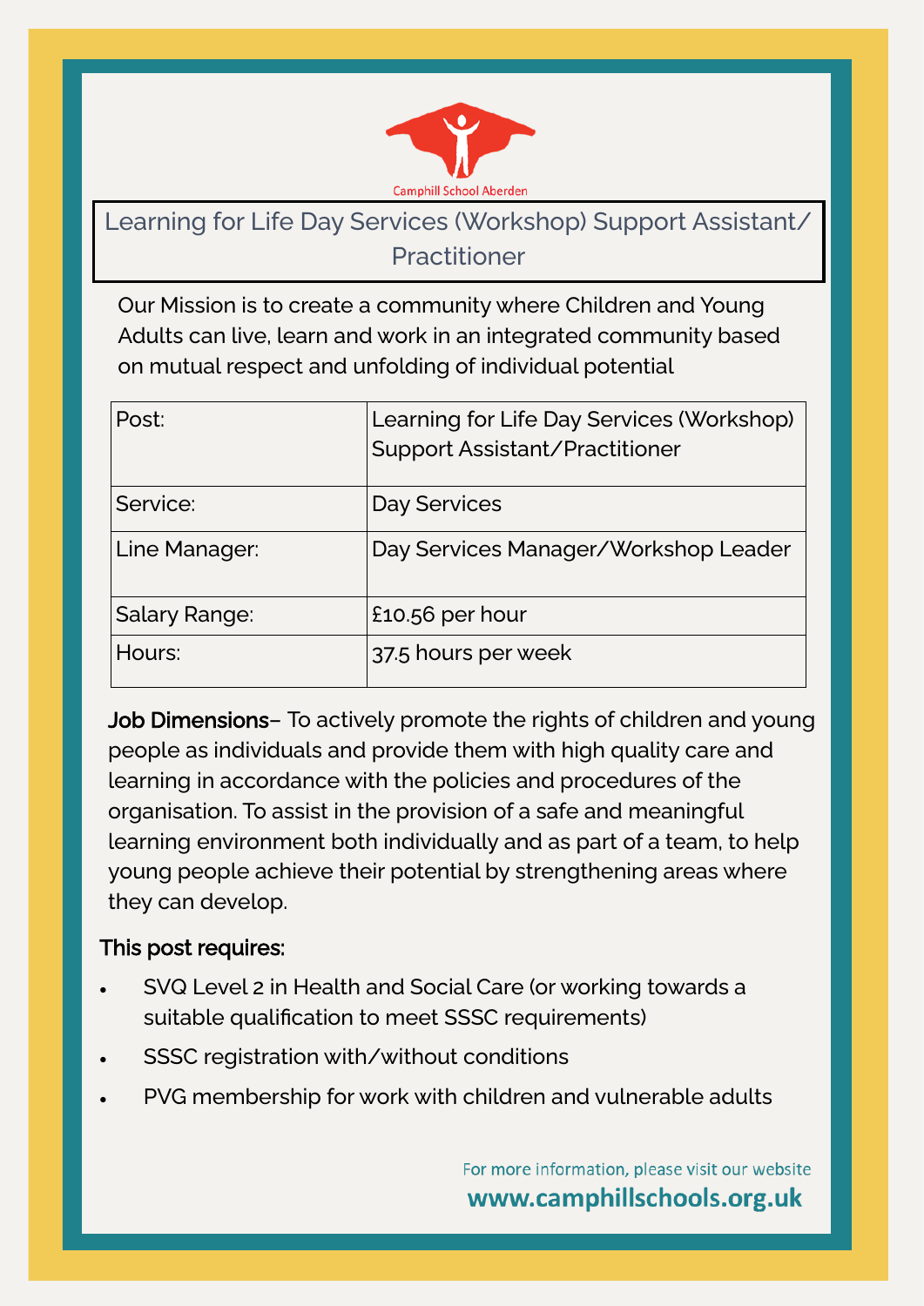Camphill School Aberdeen

# Learning for Life Day Services (Workshop) Support Assistant/ Practitioner

Our Mission is to create a community where Children and Young Adults can live, learn and work in an integrated community based on mutual respect and unfolding of individual potential

| | |
|---|---|
| Post: | Learning for Life Day Services (Workshop) Support Assistant/Practitioner |
| Service: | Day Services |
| Line Manager: | Day Services Manager/Workshop Leader |
| Salary Range: | £10.56 per hour |
| Hours: | 37.5 hours per week |

**Job Dimensions**– To actively promote the rights of children and young people as individuals and provide them with high quality care and learning in accordance with the policies and procedures of the organisation. To assist in the provision of a safe and meaningful learning environment both individually and as part of a team, to help young people achieve their potential by strengthening areas where they can develop.

**This post requires:**

- SVQ Level 2 in Health and Social Care (or working towards a suitable qualification to meet SSSC requirements)
- SSSC registration with/without conditions
- PVG membership for work with children and vulnerable adults

For more information, please visit our website
**www.camphillschools.org.uk**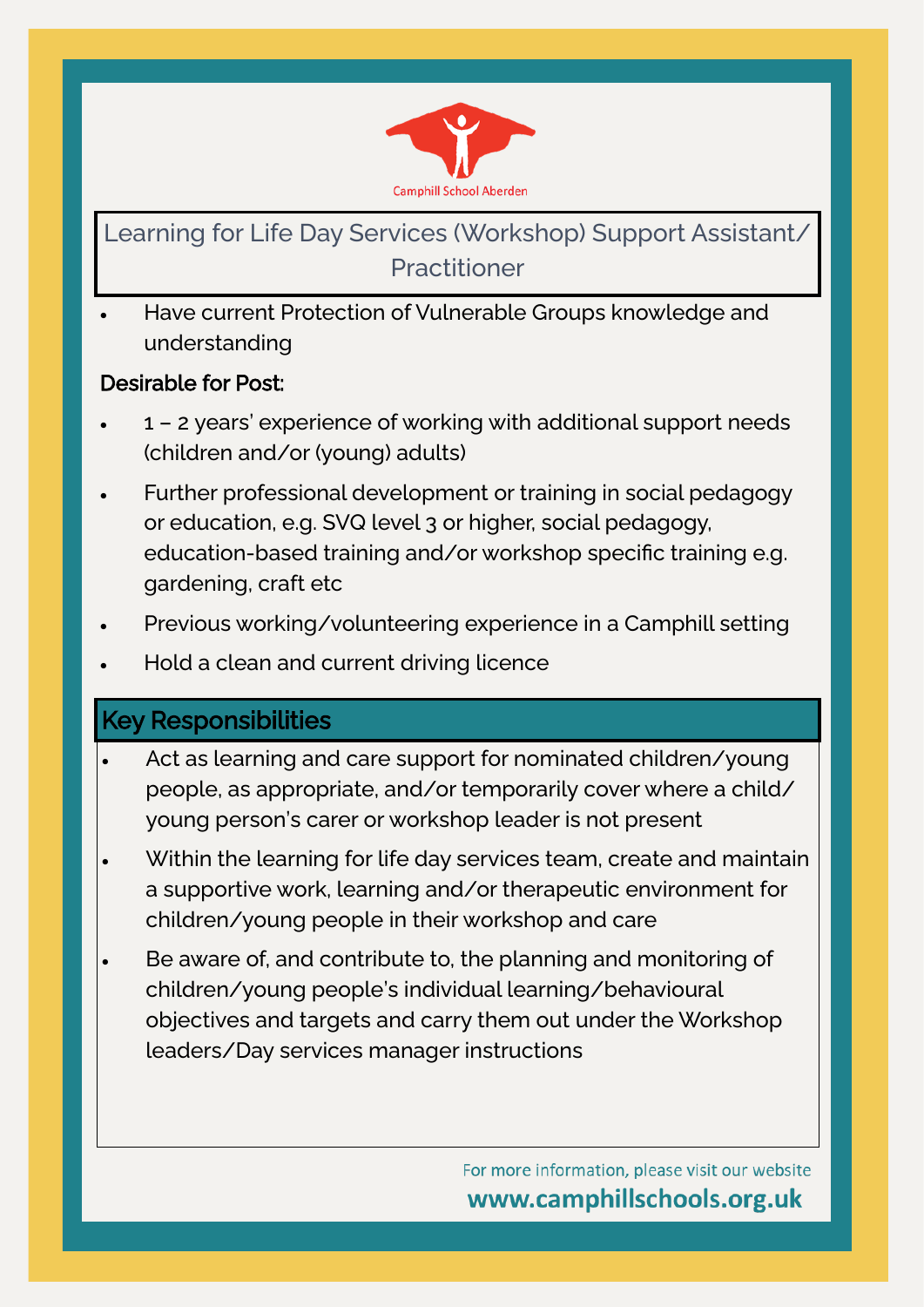Camphill School Aberden

# Learning for Life Day Services (Workshop) Support Assistant/ Practitioner

- Have current Protection of Vulnerable Groups knowledge and understanding

**Desirable for Post:**

- 1 – 2 years' experience of working with additional support needs (children and/or (young) adults)
- Further professional development or training in social pedagogy or education, e.g. SVQ level 3 or higher, social pedagogy, education-based training and/or workshop specific training e.g. gardening, craft etc
- Previous working/volunteering experience in a Camphill setting
- Hold a clean and current driving licence

## Key Responsibilities

- Act as learning and care support for nominated children/young people, as appropriate, and/or temporarily cover where a child/ young person's carer or workshop leader is not present
- Within the learning for life day services team, create and maintain a supportive work, learning and/or therapeutic environment for children/young people in their workshop and care
- Be aware of, and contribute to, the planning and monitoring of children/young people's individual learning/behavioural objectives and targets and carry them out under the Workshop leaders/Day services manager instructions

For more information, please visit our website
**www.camphillschools.org.uk**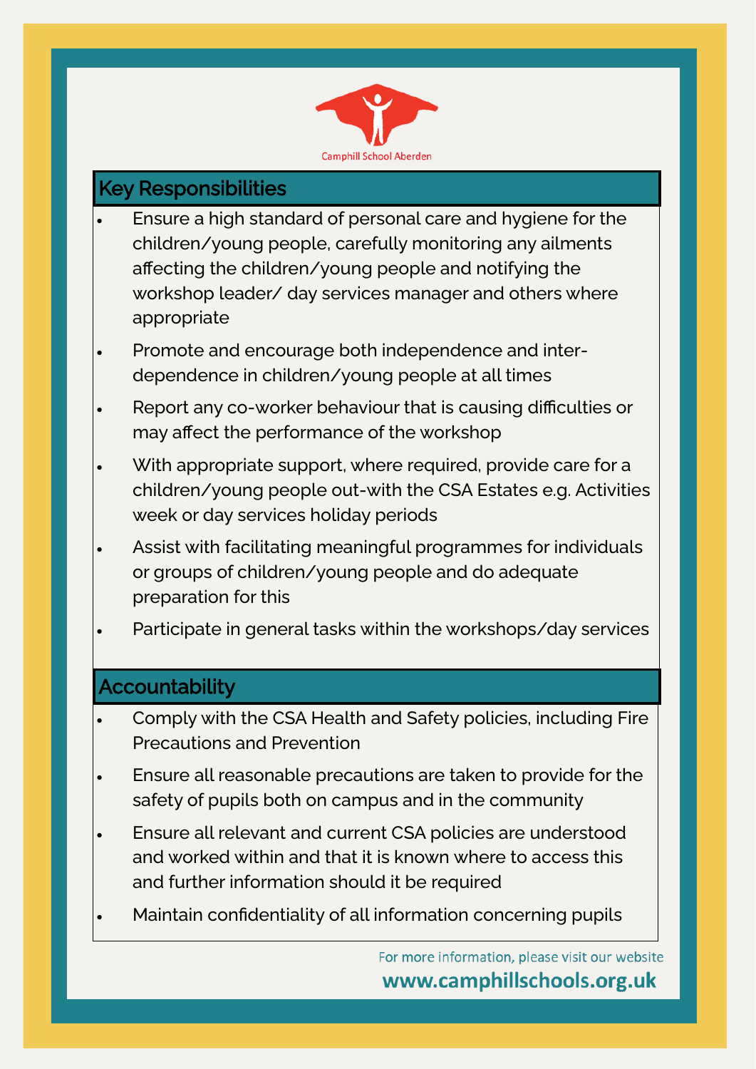Camphill School Aberdeen

## Key Responsibilities

- Ensure a high standard of personal care and hygiene for the children/young people, carefully monitoring any ailments affecting the children/young people and notifying the workshop leader/ day services manager and others where appropriate
- Promote and encourage both independence and inter-dependence in children/young people at all times
- Report any co-worker behaviour that is causing difficulties or may affect the performance of the workshop
- With appropriate support, where required, provide care for a children/young people out-with the CSA Estates e.g. Activities week or day services holiday periods
- Assist with facilitating meaningful programmes for individuals or groups of children/young people and do adequate preparation for this
- Participate in general tasks within the workshops/day services

## Accountability

- Comply with the CSA Health and Safety policies, including Fire Precautions and Prevention
- Ensure all reasonable precautions are taken to provide for the safety of pupils both on campus and in the community
- Ensure all relevant and current CSA policies are understood and worked within and that it is known where to access this and further information should it be required
- Maintain confidentiality of all information concerning pupils

For more information, please visit our website
**www.camphillschools.org.uk**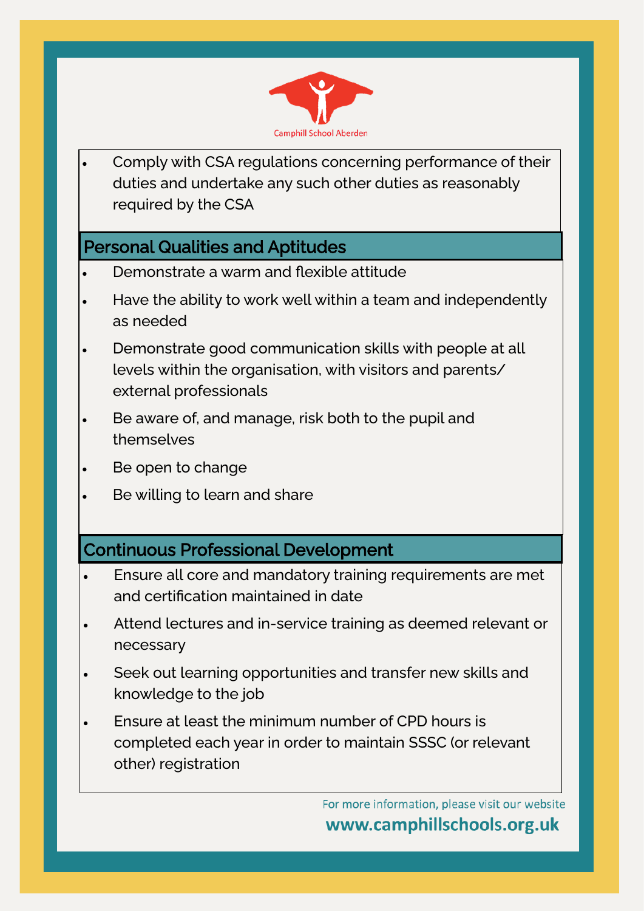Camphill School Aberdeen

- Comply with CSA regulations concerning performance of their duties and undertake any such other duties as reasonably required by the CSA

## Personal Qualities and Aptitudes

- Demonstrate a warm and flexible attitude
- Have the ability to work well within a team and independently as needed
- Demonstrate good communication skills with people at all levels within the organisation, with visitors and parents/ external professionals
- Be aware of, and manage, risk both to the pupil and themselves
- Be open to change
- Be willing to learn and share

## Continuous Professional Development

- Ensure all core and mandatory training requirements are met and certification maintained in date
- Attend lectures and in-service training as deemed relevant or necessary
- Seek out learning opportunities and transfer new skills and knowledge to the job
- Ensure at least the minimum number of CPD hours is completed each year in order to maintain SSSC (or relevant other) registration

For more information, please visit our website
**www.camphillschools.org.uk**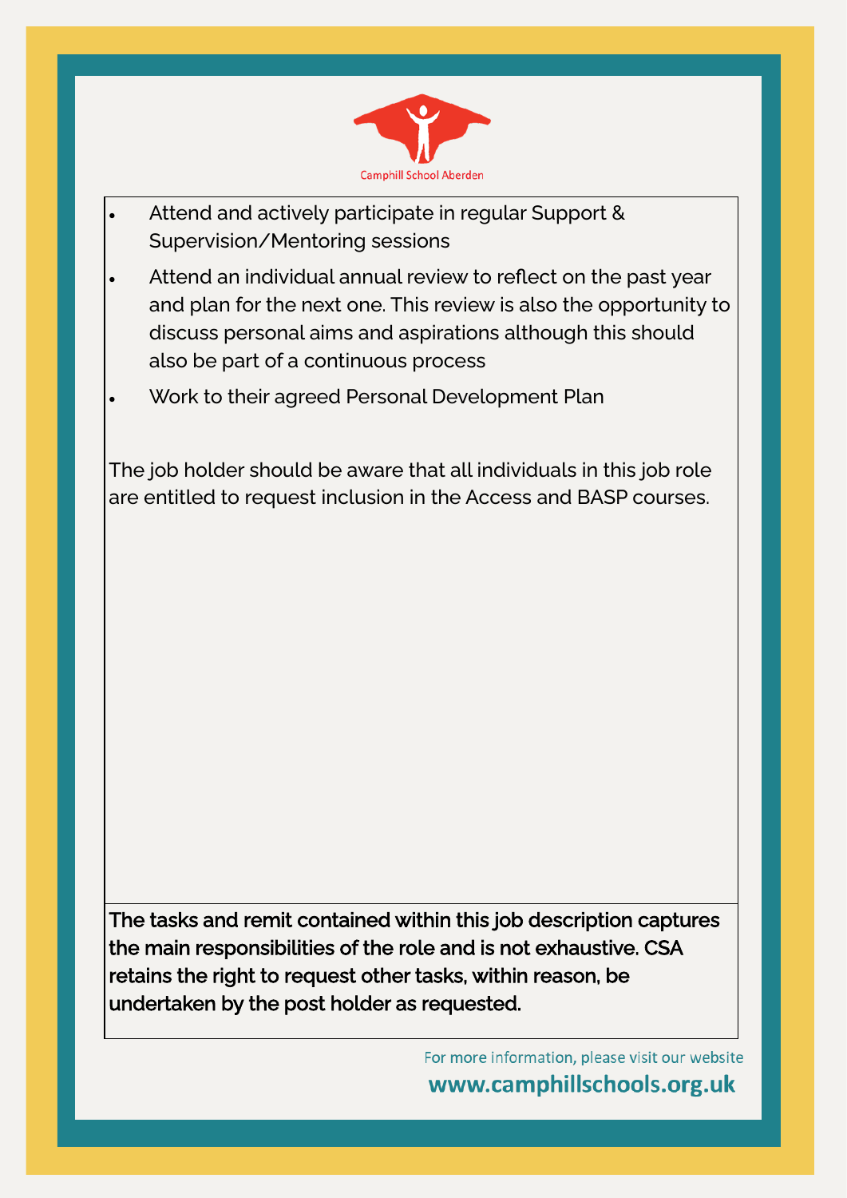Camphill School Aberdeen

- Attend and actively participate in regular Support & Supervision/Mentoring sessions
- Attend an individual annual review to reflect on the past year and plan for the next one. This review is also the opportunity to discuss personal aims and aspirations although this should also be part of a continuous process
- Work to their agreed Personal Development Plan

The job holder should be aware that all individuals in this job role are entitled to request inclusion in the Access and BASP courses.

**The tasks and remit contained within this job description captures the main responsibilities of the role and is not exhaustive. CSA retains the right to request other tasks, within reason, be undertaken by the post holder as requested.**

For more information, please visit our website

**www.camphillschools.org.uk**